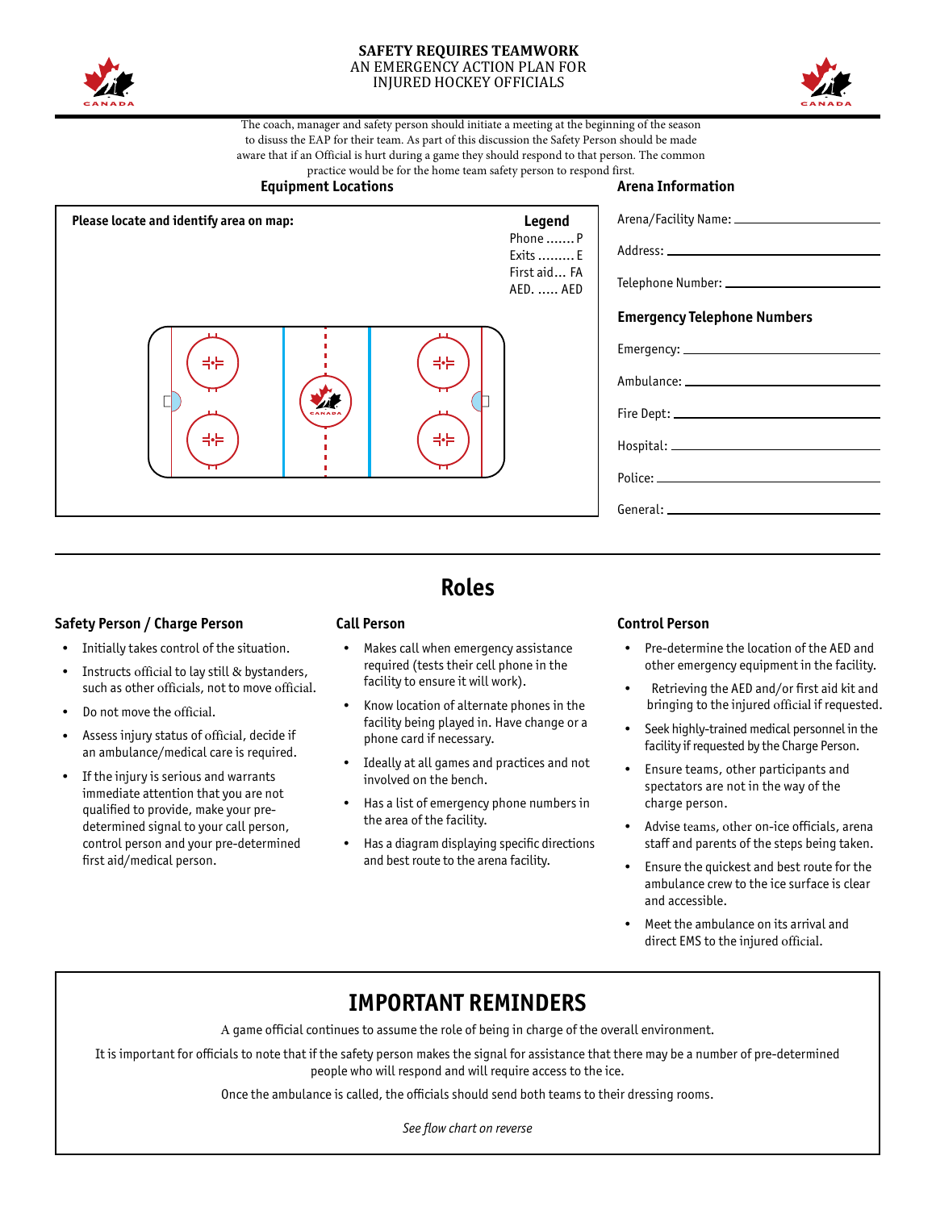# SAFETY REQUIRES TEAMWORK

AN EMERGENCY ACTION PLAN FOR INJURED HOCKEY OFFICIALS

The coach, manager and safety person should initiate a meeting at the beginning of the season to disuss the EAP for their team. As part of this discussion the Safety Person should be made aware that if an Official is hurt during a game they should respond to that person. The common practice would be for the home team safety person to respond first.

## Equipment Locations

**Please locate and identify area on map:**

**Legend**

Phone ....... P
Exits ......... E
First aid... FA
AED. ..... AED

## Arena Information

Arena/Facility Name: ______________________

Address: ______________________

Telephone Number: ______________________

### Emergency Telephone Numbers

Emergency: ______________________

Ambulance: ______________________

Fire Dept: ______________________

Hospital: ______________________

Police: ______________________

General: ______________________

## Roles

### Safety Person / Charge Person

- Initially takes control of the situation.
- Instructs official to lay still & bystanders, such as other officials, not to move official.
- Do not move the official.
- Assess injury status of official, decide if an ambulance/medical care is required.
- If the injury is serious and warrants immediate attention that you are not qualified to provide, make your pre-determined signal to your call person, control person and your pre-determined first aid/medical person.

### Call Person

- Makes call when emergency assistance required (tests their cell phone in the facility to ensure it will work).
- Know location of alternate phones in the facility being played in. Have change or a phone card if necessary.
- Ideally at all games and practices and not involved on the bench.
- Has a list of emergency phone numbers in the area of the facility.
- Has a diagram displaying specific directions and best route to the arena facility.

### Control Person

- Pre-determine the location of the AED and other emergency equipment in the facility.
- Retrieving the AED and/or first aid kit and bringing to the injured official if requested.
- Seek highly-trained medical personnel in the facility if requested by the Charge Person.
- Ensure teams, other participants and spectators are not in the way of the charge person.
- Advise teams, other on-ice officials, arena staff and parents of the steps being taken.
- Ensure the quickest and best route for the ambulance crew to the ice surface is clear and accessible.
- Meet the ambulance on its arrival and direct EMS to the injured official.

## IMPORTANT REMINDERS

A game official continues to assume the role of being in charge of the overall environment.

It is important for officials to note that if the safety person makes the signal for assistance that there may be a number of pre-determined people who will respond and will require access to the ice.

Once the ambulance is called, the officials should send both teams to their dressing rooms.

*See flow chart on reverse*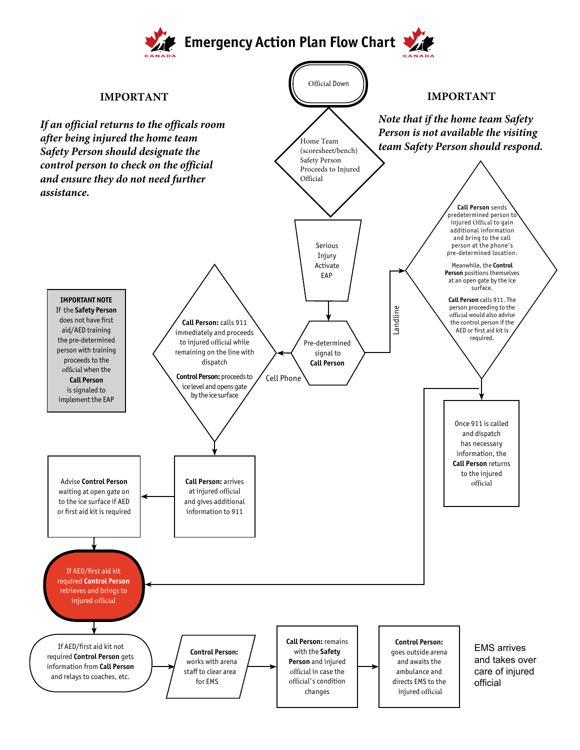# Emergency Action Plan Flow Chart

## IMPORTANT

*If an official returns to the officals room after being injured the home team Safety Person should designate the control person to check on the official and ensure they do not need further assistance.*

## IMPORTANT

*Note that if the home team Safety Person is not available the visiting team Safety Person should respond.*

Official Down

Home Team (scoresheet/bench) Safety Person Proceeds to Injured Official

Serious Injury Activate EAP

Pre-determined signal to **Call Person**

Cell Phone

**Call Person:** calls 911 immediately and proceeds to injured official while remaining on the line with dispatch

**Control Person:** proceeds to ice level and opens gate by the ice surface

Landline

**Call Person** sends predetermined person to injured Offical to gain additional information and bring to the call person at the phone's pre-determined location.

Meanwhile, the **Control Person** positions themselves at an open gate by the ice surface.

**Call Person** calls 911. The person proceeding to the official would also advise the control person if the AED or first aid kit is required.

Once 911 is called and dispatch has necessary information, the **Call Person** returns to the injured official

**IMPORTANT NOTE**
If the **Safety Person** does not have first aid/AED training the pre-determined person with training proceeds to the official when the **Call Person** is signaled to implement the EAP

**Call Person:** arrives at injured official and gives additional information to 911

Advise **Control Person** waiting at open gate on to the ice surface if AED or first aid kit is required

If AED/first aid kit required **Control Person** retrieves and brings to injured official

If AED/first aid kit not required **Control Person** gets information from **Call Person** and relays to coaches, etc.

**Control Person:** works with arena staff to clear area for EMS

**Call Person:** remains with the **Safety Person** and injured official in case the official's condition changes

**Control Person:** goes outside arena and awaits the ambulance and directs EMS to the injured official

EMS arrives and takes over care of injured official